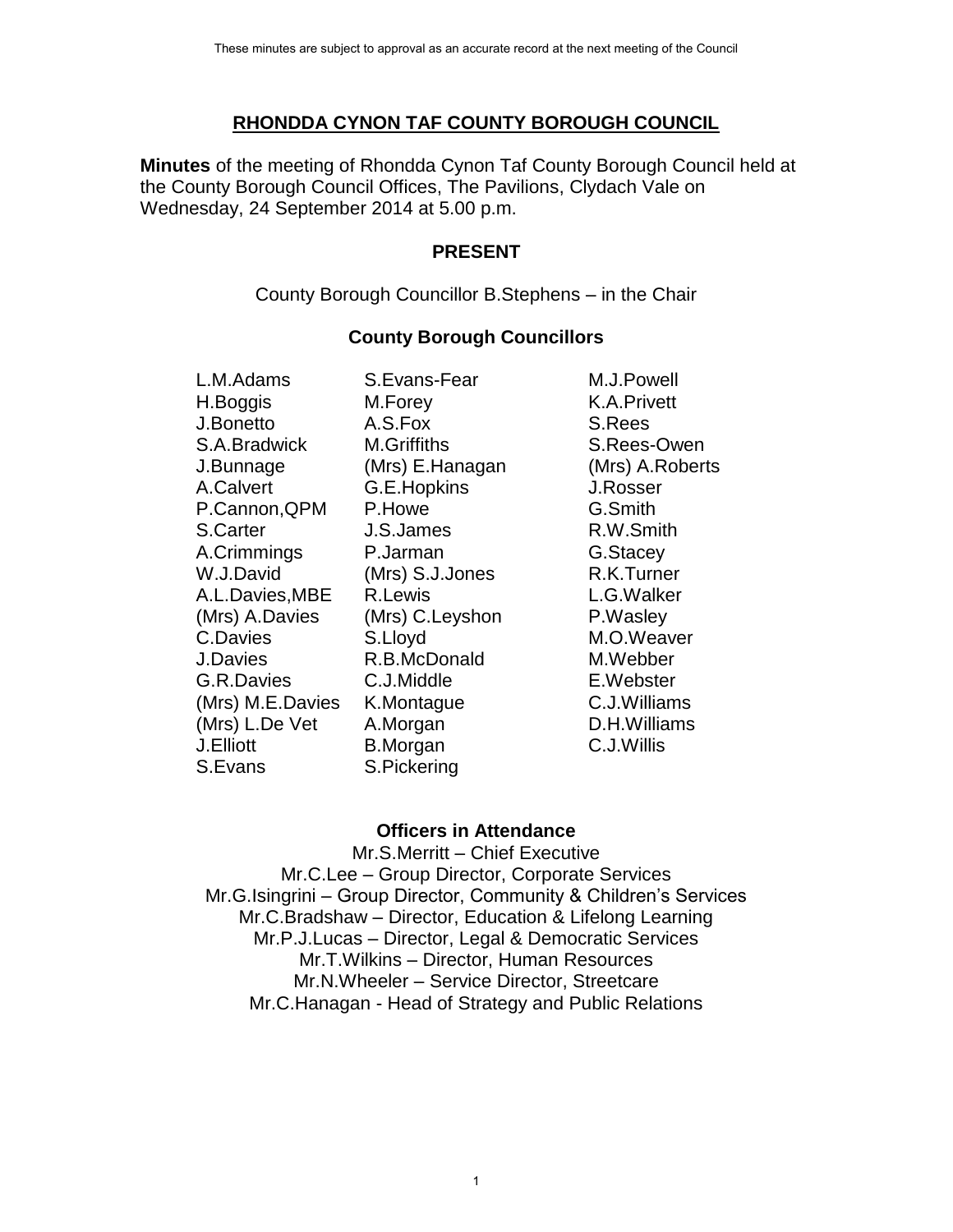These minutes are subject to approval as an accurate record at the next meeting of the Council

# RHONDDA CYNON TAF COUNTY BOROUGH COUNCIL

**Minutes** of the meeting of Rhondda Cynon Taf County Borough Council held at the County Borough Council Offices, The Pavilions, Clydach Vale on Wednesday, 24 September 2014 at 5.00 p.m.

## PRESENT

County Borough Councillor B.Stephens – in the Chair

### County Borough Councillors

| | | |
|---|---|---|
| L.M.Adams | S.Evans-Fear | M.J.Powell |
| H.Boggis | M.Forey | K.A.Privett |
| J.Bonetto | A.S.Fox | S.Rees |
| S.A.Bradwick | M.Griffiths | S.Rees-Owen |
| J.Bunnage | (Mrs) E.Hanagan | (Mrs) A.Roberts |
| A.Calvert | G.E.Hopkins | J.Rosser |
| P.Cannon,QPM | P.Howe | G.Smith |
| S.Carter | J.S.James | R.W.Smith |
| A.Crimmings | P.Jarman | G.Stacey |
| W.J.David | (Mrs) S.J.Jones | R.K.Turner |
| A.L.Davies,MBE | R.Lewis | L.G.Walker |
| (Mrs) A.Davies | (Mrs) C.Leyshon | P.Wasley |
| C.Davies | S.Lloyd | M.O.Weaver |
| J.Davies | R.B.McDonald | M.Webber |
| G.R.Davies | C.J.Middle | E.Webster |
| (Mrs) M.E.Davies | K.Montague | C.J.Williams |
| (Mrs) L.De Vet | A.Morgan | D.H.Williams |
| J.Elliott | B.Morgan | C.J.Willis |
| S.Evans | S.Pickering | |

### Officers in Attendance

Mr.S.Merritt – Chief Executive
Mr.C.Lee – Group Director, Corporate Services
Mr.G.Isingrini – Group Director, Community & Children's Services
Mr.C.Bradshaw – Director, Education & Lifelong Learning
Mr.P.J.Lucas – Director, Legal & Democratic Services
Mr.T.Wilkins – Director, Human Resources
Mr.N.Wheeler – Service Director, Streetcare
Mr.C.Hanagan - Head of Strategy and Public Relations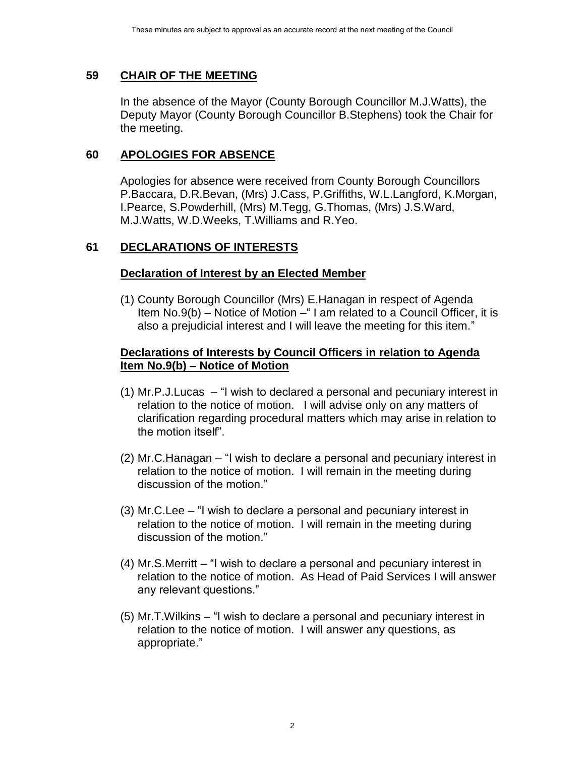## 59 CHAIR OF THE MEETING

In the absence of the Mayor (County Borough Councillor M.J.Watts), the Deputy Mayor (County Borough Councillor B.Stephens) took the Chair for the meeting.

## 60 APOLOGIES FOR ABSENCE

Apologies for absence were received from County Borough Councillors P.Baccara, D.R.Bevan, (Mrs) J.Cass, P.Griffiths, W.L.Langford, K.Morgan, I.Pearce, S.Powderhill, (Mrs) M.Tegg, G.Thomas, (Mrs) J.S.Ward, M.J.Watts, W.D.Weeks, T.Williams and R.Yeo.

## 61 DECLARATIONS OF INTERESTS

### Declaration of Interest by an Elected Member

(1) County Borough Councillor (Mrs) E.Hanagan in respect of Agenda Item No.9(b) – Notice of Motion –" I am related to a Council Officer, it is also a prejudicial interest and I will leave the meeting for this item."

### Declarations of Interests by Council Officers in relation to Agenda Item No.9(b) – Notice of Motion

(1) Mr.P.J.Lucas – "I wish to declared a personal and pecuniary interest in relation to the notice of motion. I will advise only on any matters of clarification regarding procedural matters which may arise in relation to the motion itself".

(2) Mr.C.Hanagan – "I wish to declare a personal and pecuniary interest in relation to the notice of motion. I will remain in the meeting during discussion of the motion."

(3) Mr.C.Lee – "I wish to declare a personal and pecuniary interest in relation to the notice of motion. I will remain in the meeting during discussion of the motion."

(4) Mr.S.Merritt – "I wish to declare a personal and pecuniary interest in relation to the notice of motion. As Head of Paid Services I will answer any relevant questions."

(5) Mr.T.Wilkins – "I wish to declare a personal and pecuniary interest in relation to the notice of motion. I will answer any questions, as appropriate."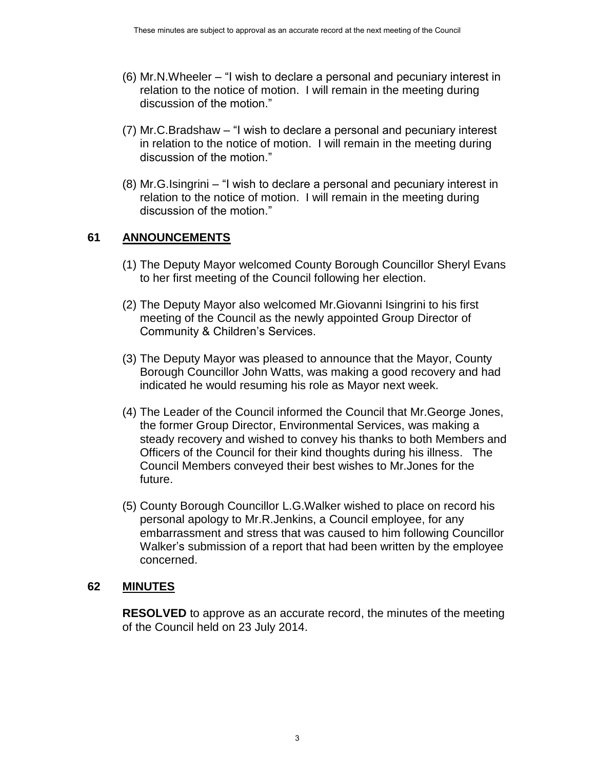(6) Mr.N.Wheeler – "I wish to declare a personal and pecuniary interest in relation to the notice of motion. I will remain in the meeting during discussion of the motion."

(7) Mr.C.Bradshaw – "I wish to declare a personal and pecuniary interest in relation to the notice of motion. I will remain in the meeting during discussion of the motion."

(8) Mr.G.Isingrini – "I wish to declare a personal and pecuniary interest in relation to the notice of motion. I will remain in the meeting during discussion of the motion."

## 61 ANNOUNCEMENTS

(1) The Deputy Mayor welcomed County Borough Councillor Sheryl Evans to her first meeting of the Council following her election.

(2) The Deputy Mayor also welcomed Mr.Giovanni Isingrini to his first meeting of the Council as the newly appointed Group Director of Community & Children's Services.

(3) The Deputy Mayor was pleased to announce that the Mayor, County Borough Councillor John Watts, was making a good recovery and had indicated he would resuming his role as Mayor next week.

(4) The Leader of the Council informed the Council that Mr.George Jones, the former Group Director, Environmental Services, was making a steady recovery and wished to convey his thanks to both Members and Officers of the Council for their kind thoughts during his illness. The Council Members conveyed their best wishes to Mr.Jones for the future.

(5) County Borough Councillor L.G.Walker wished to place on record his personal apology to Mr.R.Jenkins, a Council employee, for any embarrassment and stress that was caused to him following Councillor Walker's submission of a report that had been written by the employee concerned.

## 62 MINUTES

**RESOLVED** to approve as an accurate record, the minutes of the meeting of the Council held on 23 July 2014.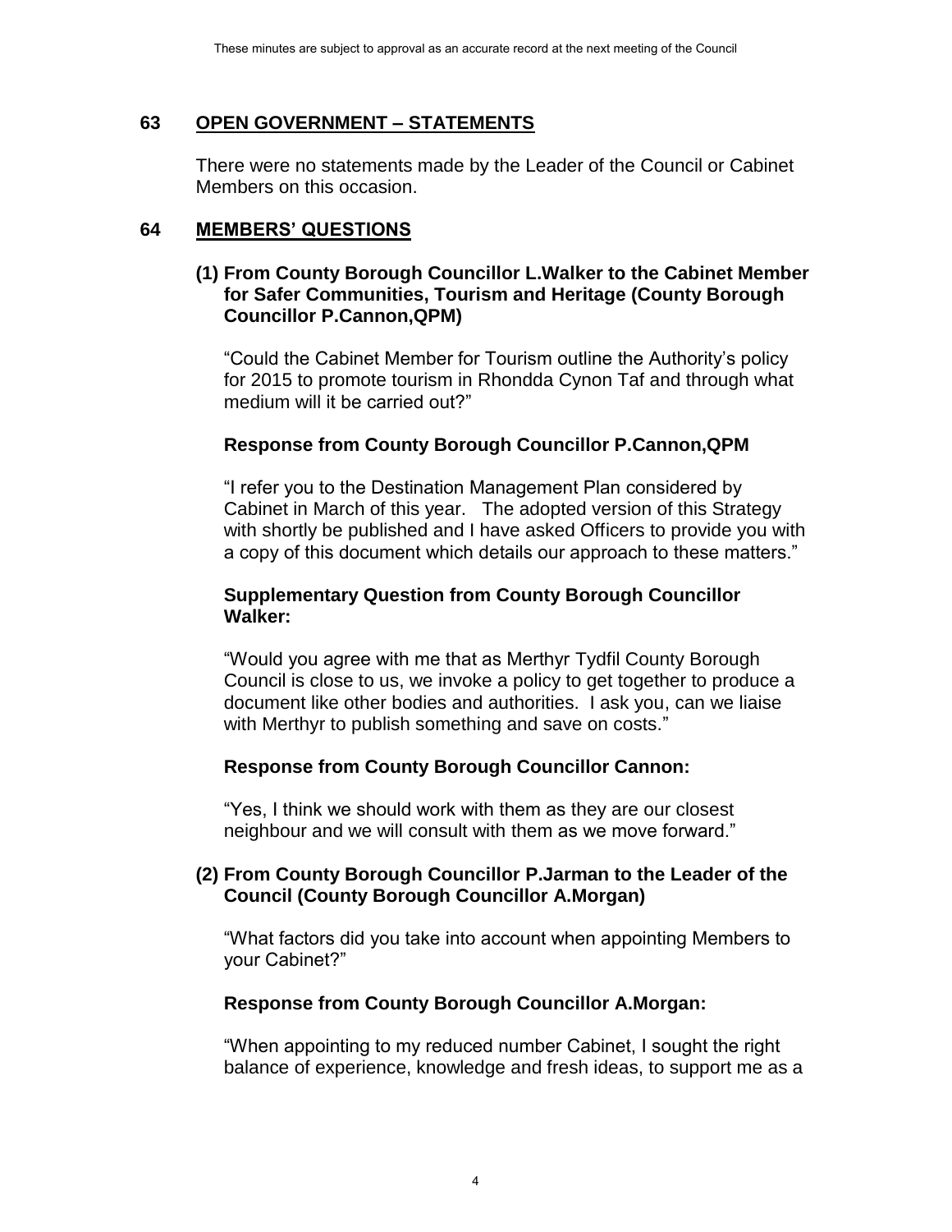## 63 OPEN GOVERNMENT – STATEMENTS

There were no statements made by the Leader of the Council or Cabinet Members on this occasion.

## 64 MEMBERS' QUESTIONS

### (1) From County Borough Councillor L.Walker to the Cabinet Member for Safer Communities, Tourism and Heritage (County Borough Councillor P.Cannon,QPM)

"Could the Cabinet Member for Tourism outline the Authority's policy for 2015 to promote tourism in Rhondda Cynon Taf and through what medium will it be carried out?"

**Response from County Borough Councillor P.Cannon,QPM**

"I refer you to the Destination Management Plan considered by Cabinet in March of this year. The adopted version of this Strategy with shortly be published and I have asked Officers to provide you with a copy of this document which details our approach to these matters."

**Supplementary Question from County Borough Councillor Walker:**

"Would you agree with me that as Merthyr Tydfil County Borough Council is close to us, we invoke a policy to get together to produce a document like other bodies and authorities. I ask you, can we liaise with Merthyr to publish something and save on costs."

**Response from County Borough Councillor Cannon:**

"Yes, I think we should work with them as they are our closest neighbour and we will consult with them as we move forward."

### (2) From County Borough Councillor P.Jarman to the Leader of the Council (County Borough Councillor A.Morgan)

"What factors did you take into account when appointing Members to your Cabinet?"

**Response from County Borough Councillor A.Morgan:**

"When appointing to my reduced number Cabinet, I sought the right balance of experience, knowledge and fresh ideas, to support me as a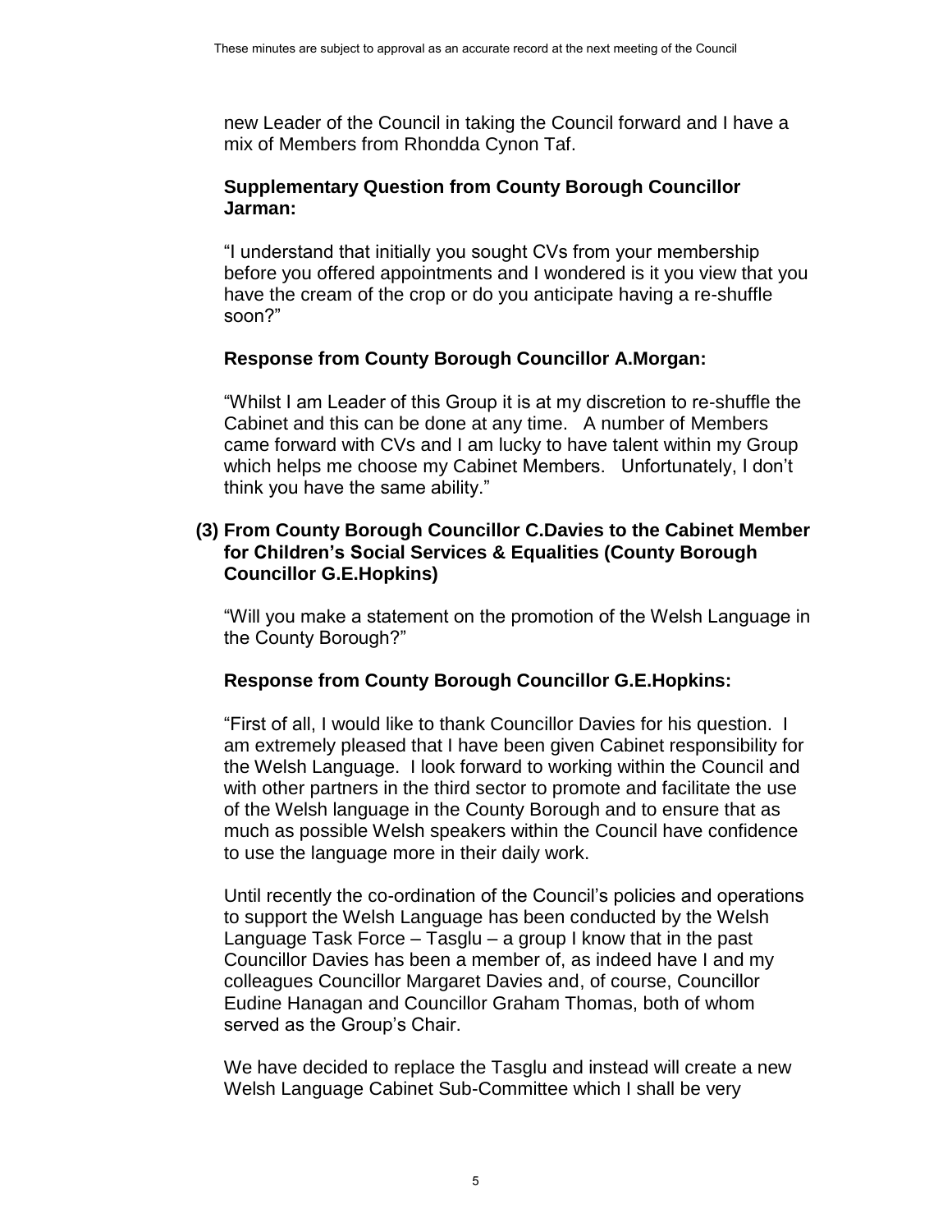new Leader of the Council in taking the Council forward and I have a mix of Members from Rhondda Cynon Taf.

**Supplementary Question from County Borough Councillor Jarman:**

"I understand that initially you sought CVs from your membership before you offered appointments and I wondered is it you view that you have the cream of the crop or do you anticipate having a re-shuffle soon?"

**Response from County Borough Councillor A.Morgan:**

"Whilst I am Leader of this Group it is at my discretion to re-shuffle the Cabinet and this can be done at any time. A number of Members came forward with CVs and I am lucky to have talent within my Group which helps me choose my Cabinet Members. Unfortunately, I don't think you have the same ability."

**(3) From County Borough Councillor C.Davies to the Cabinet Member for Children's Social Services & Equalities (County Borough Councillor G.E.Hopkins)**

"Will you make a statement on the promotion of the Welsh Language in the County Borough?"

**Response from County Borough Councillor G.E.Hopkins:**

"First of all, I would like to thank Councillor Davies for his question. I am extremely pleased that I have been given Cabinet responsibility for the Welsh Language. I look forward to working within the Council and with other partners in the third sector to promote and facilitate the use of the Welsh language in the County Borough and to ensure that as much as possible Welsh speakers within the Council have confidence to use the language more in their daily work.

Until recently the co-ordination of the Council's policies and operations to support the Welsh Language has been conducted by the Welsh Language Task Force – Tasglu – a group I know that in the past Councillor Davies has been a member of, as indeed have I and my colleagues Councillor Margaret Davies and, of course, Councillor Eudine Hanagan and Councillor Graham Thomas, both of whom served as the Group's Chair.

We have decided to replace the Tasglu and instead will create a new Welsh Language Cabinet Sub-Committee which I shall be very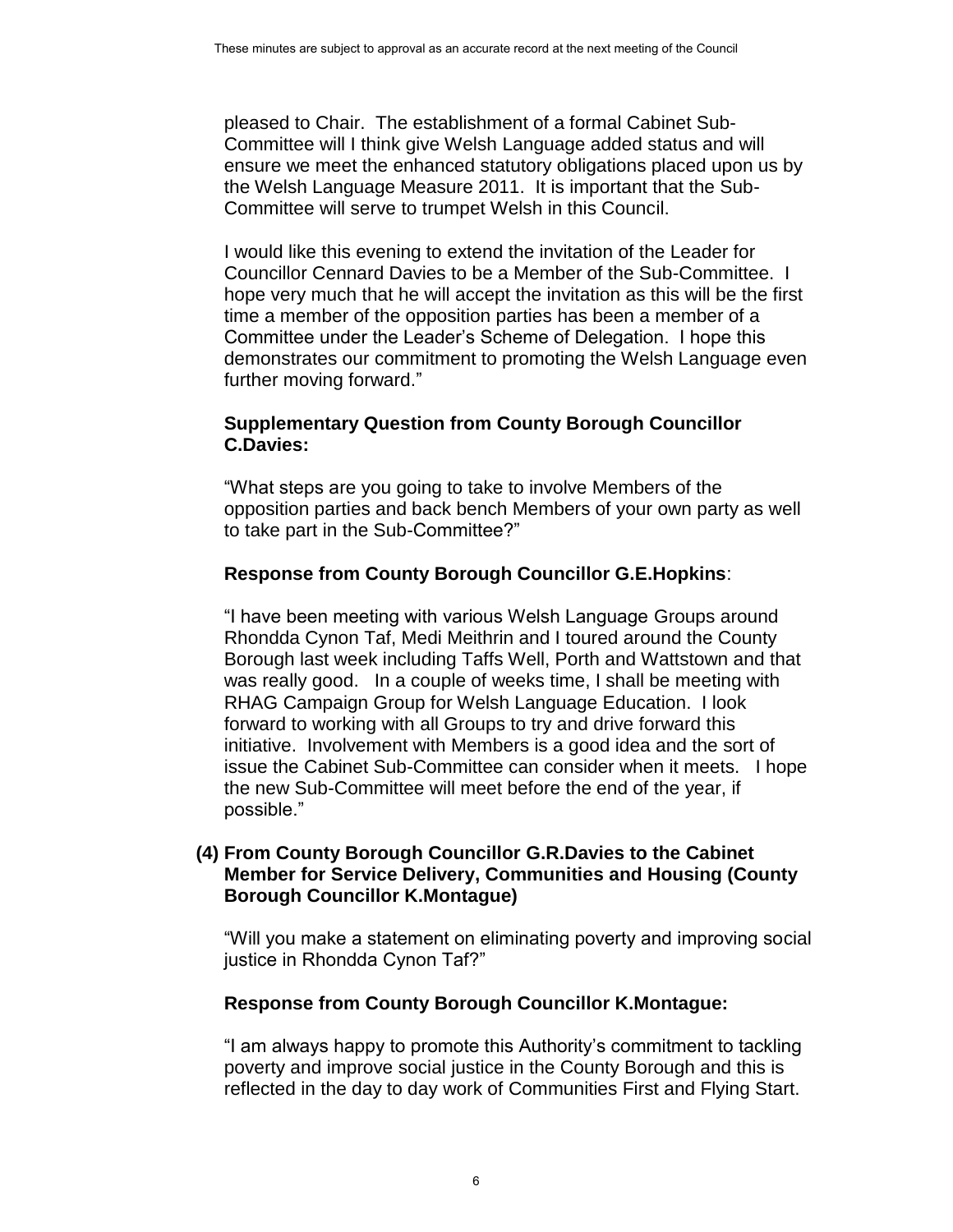pleased to Chair. The establishment of a formal Cabinet Sub-Committee will I think give Welsh Language added status and will ensure we meet the enhanced statutory obligations placed upon us by the Welsh Language Measure 2011. It is important that the Sub-Committee will serve to trumpet Welsh in this Council.

I would like this evening to extend the invitation of the Leader for Councillor Cennard Davies to be a Member of the Sub-Committee. I hope very much that he will accept the invitation as this will be the first time a member of the opposition parties has been a member of a Committee under the Leader's Scheme of Delegation. I hope this demonstrates our commitment to promoting the Welsh Language even further moving forward."

**Supplementary Question from County Borough Councillor C.Davies:**

"What steps are you going to take to involve Members of the opposition parties and back bench Members of your own party as well to take part in the Sub-Committee?"

**Response from County Borough Councillor G.E.Hopkins**:

"I have been meeting with various Welsh Language Groups around Rhondda Cynon Taf, Medi Meithrin and I toured around the County Borough last week including Taffs Well, Porth and Wattstown and that was really good. In a couple of weeks time, I shall be meeting with RHAG Campaign Group for Welsh Language Education. I look forward to working with all Groups to try and drive forward this initiative. Involvement with Members is a good idea and the sort of issue the Cabinet Sub-Committee can consider when it meets. I hope the new Sub-Committee will meet before the end of the year, if possible."

**(4) From County Borough Councillor G.R.Davies to the Cabinet Member for Service Delivery, Communities and Housing (County Borough Councillor K.Montague)**

"Will you make a statement on eliminating poverty and improving social justice in Rhondda Cynon Taf?"

**Response from County Borough Councillor K.Montague:**

"I am always happy to promote this Authority's commitment to tackling poverty and improve social justice in the County Borough and this is reflected in the day to day work of Communities First and Flying Start.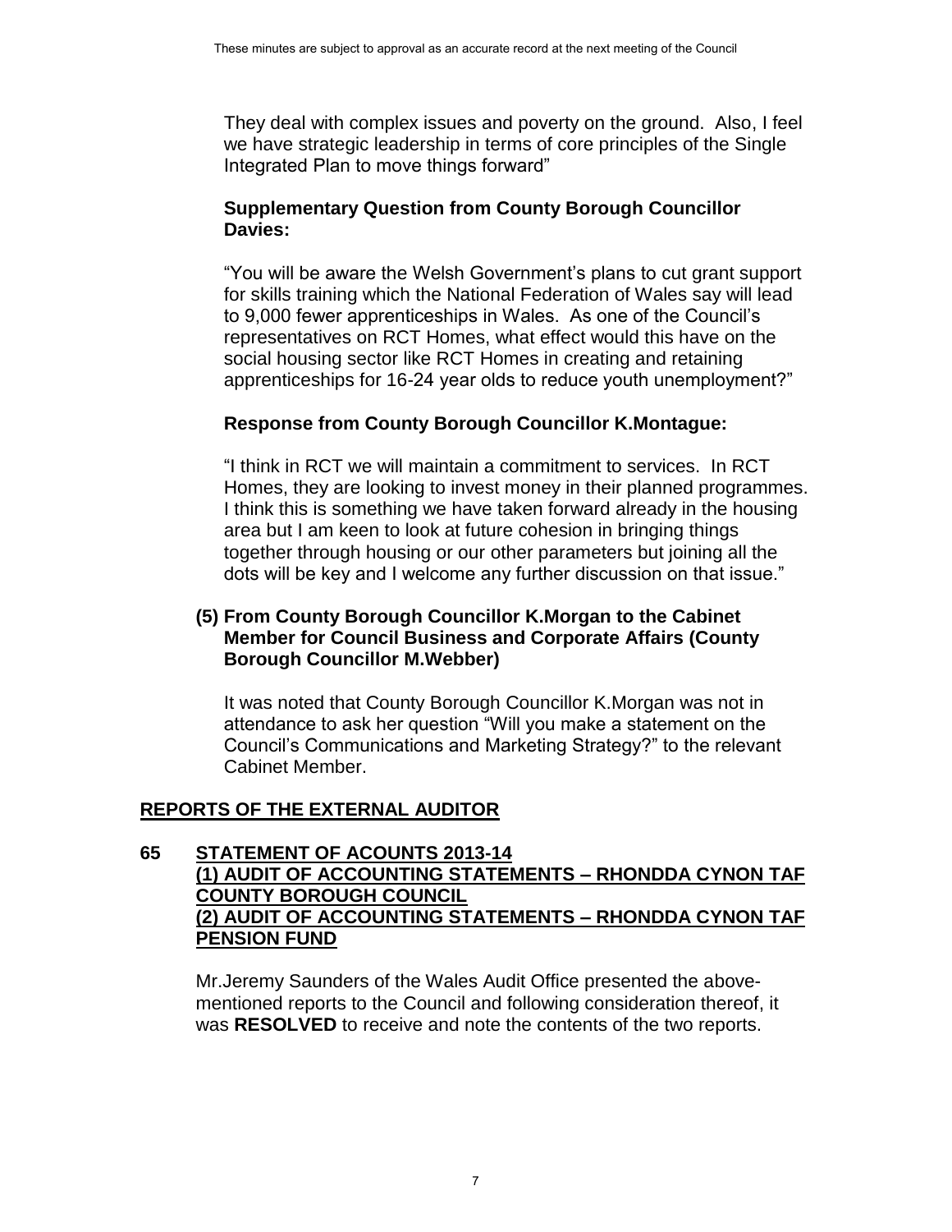They deal with complex issues and poverty on the ground. Also, I feel we have strategic leadership in terms of core principles of the Single Integrated Plan to move things forward"

**Supplementary Question from County Borough Councillor Davies:**

"You will be aware the Welsh Government's plans to cut grant support for skills training which the National Federation of Wales say will lead to 9,000 fewer apprenticeships in Wales. As one of the Council's representatives on RCT Homes, what effect would this have on the social housing sector like RCT Homes in creating and retaining apprenticeships for 16-24 year olds to reduce youth unemployment?"

**Response from County Borough Councillor K.Montague:**

"I think in RCT we will maintain a commitment to services. In RCT Homes, they are looking to invest money in their planned programmes. I think this is something we have taken forward already in the housing area but I am keen to look at future cohesion in bringing things together through housing or our other parameters but joining all the dots will be key and I welcome any further discussion on that issue."

**(5) From County Borough Councillor K.Morgan to the Cabinet Member for Council Business and Corporate Affairs (County Borough Councillor M.Webber)**

It was noted that County Borough Councillor K.Morgan was not in attendance to ask her question "Will you make a statement on the Council's Communications and Marketing Strategy?" to the relevant Cabinet Member.

## REPORTS OF THE EXTERNAL AUDITOR

**65 STATEMENT OF ACOUNTS 2013-14**
**(1) AUDIT OF ACCOUNTING STATEMENTS – RHONDDA CYNON TAF COUNTY BOROUGH COUNCIL**
**(2) AUDIT OF ACCOUNTING STATEMENTS – RHONDDA CYNON TAF PENSION FUND**

Mr.Jeremy Saunders of the Wales Audit Office presented the above-mentioned reports to the Council and following consideration thereof, it was **RESOLVED** to receive and note the contents of the two reports.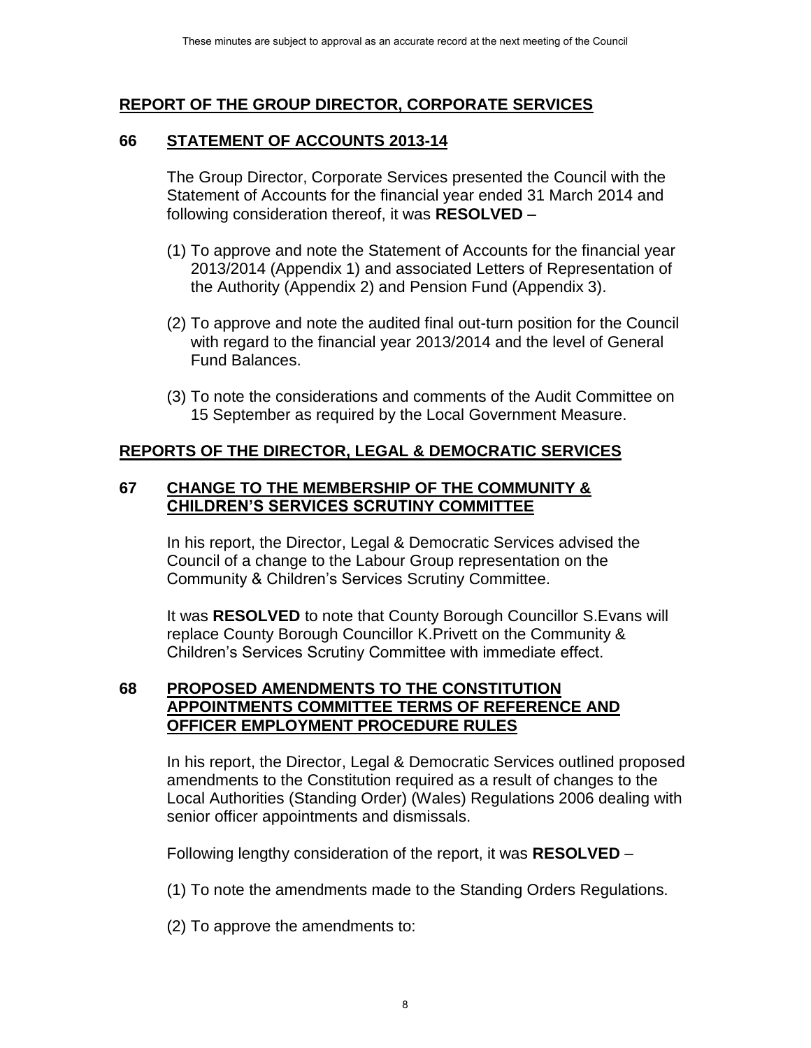## REPORT OF THE GROUP DIRECTOR, CORPORATE SERVICES

### 66 STATEMENT OF ACCOUNTS 2013-14

The Group Director, Corporate Services presented the Council with the Statement of Accounts for the financial year ended 31 March 2014 and following consideration thereof, it was **RESOLVED** –

(1) To approve and note the Statement of Accounts for the financial year 2013/2014 (Appendix 1) and associated Letters of Representation of the Authority (Appendix 2) and Pension Fund (Appendix 3).

(2) To approve and note the audited final out-turn position for the Council with regard to the financial year 2013/2014 and the level of General Fund Balances.

(3) To note the considerations and comments of the Audit Committee on 15 September as required by the Local Government Measure.

## REPORTS OF THE DIRECTOR, LEGAL & DEMOCRATIC SERVICES

### 67 CHANGE TO THE MEMBERSHIP OF THE COMMUNITY & CHILDREN'S SERVICES SCRUTINY COMMITTEE

In his report, the Director, Legal & Democratic Services advised the Council of a change to the Labour Group representation on the Community & Children's Services Scrutiny Committee.

It was **RESOLVED** to note that County Borough Councillor S.Evans will replace County Borough Councillor K.Privett on the Community & Children's Services Scrutiny Committee with immediate effect.

### 68 PROPOSED AMENDMENTS TO THE CONSTITUTION APPOINTMENTS COMMITTEE TERMS OF REFERENCE AND OFFICER EMPLOYMENT PROCEDURE RULES

In his report, the Director, Legal & Democratic Services outlined proposed amendments to the Constitution required as a result of changes to the Local Authorities (Standing Order) (Wales) Regulations 2006 dealing with senior officer appointments and dismissals.

Following lengthy consideration of the report, it was **RESOLVED** –

(1) To note the amendments made to the Standing Orders Regulations.

(2) To approve the amendments to: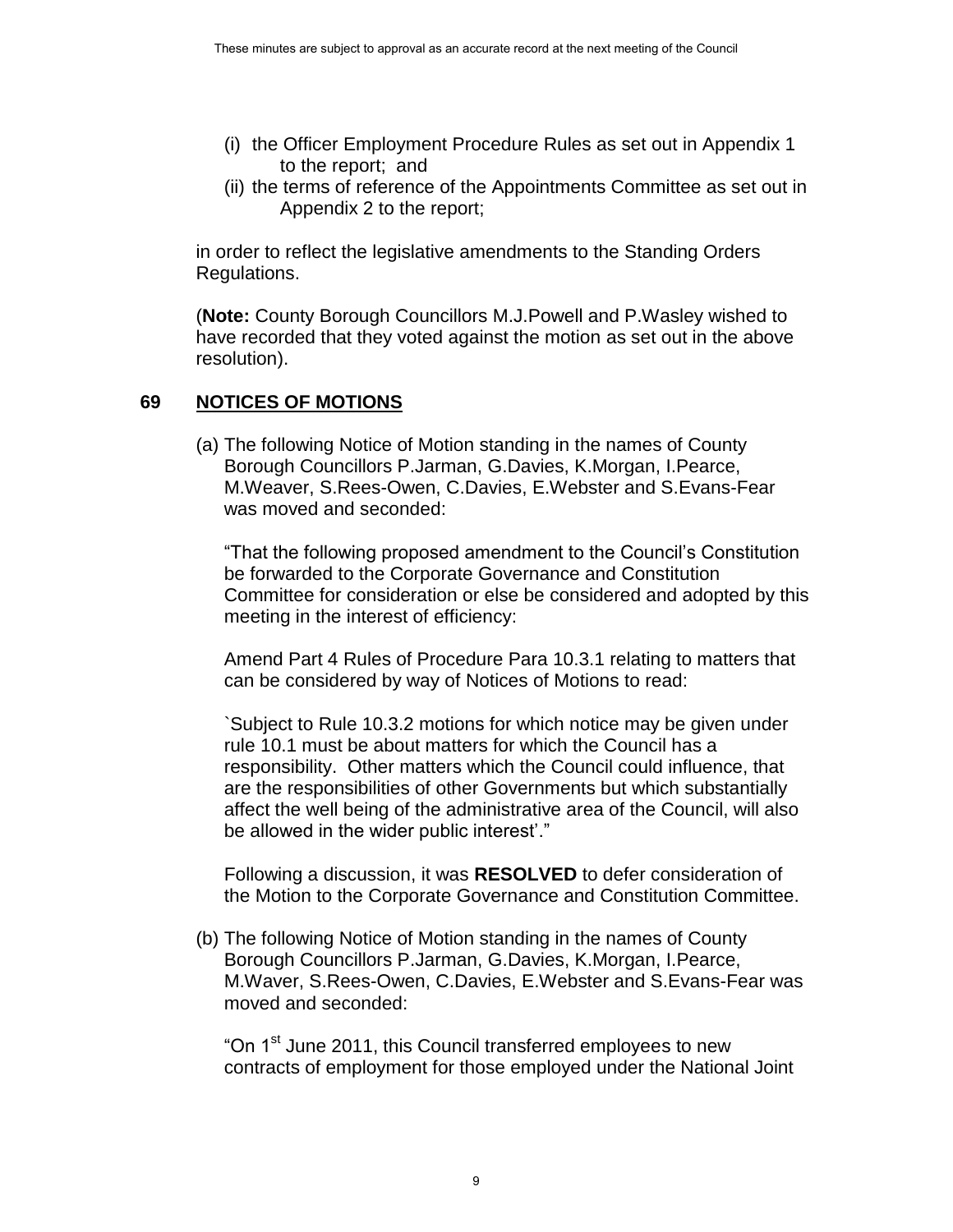(i) the Officer Employment Procedure Rules as set out in Appendix 1 to the report; and
(ii) the terms of reference of the Appointments Committee as set out in Appendix 2 to the report;

in order to reflect the legislative amendments to the Standing Orders Regulations.

(**Note:** County Borough Councillors M.J.Powell and P.Wasley wished to have recorded that they voted against the motion as set out in the above resolution).

## 69 NOTICES OF MOTIONS

(a) The following Notice of Motion standing in the names of County Borough Councillors P.Jarman, G.Davies, K.Morgan, I.Pearce, M.Weaver, S.Rees-Owen, C.Davies, E.Webster and S.Evans-Fear was moved and seconded:

"That the following proposed amendment to the Council's Constitution be forwarded to the Corporate Governance and Constitution Committee for consideration or else be considered and adopted by this meeting in the interest of efficiency:

Amend Part 4 Rules of Procedure Para 10.3.1 relating to matters that can be considered by way of Notices of Motions to read:

`Subject to Rule 10.3.2 motions for which notice may be given under rule 10.1 must be about matters for which the Council has a responsibility. Other matters which the Council could influence, that are the responsibilities of other Governments but which substantially affect the well being of the administrative area of the Council, will also be allowed in the wider public interest'."

Following a discussion, it was **RESOLVED** to defer consideration of the Motion to the Corporate Governance and Constitution Committee.

(b) The following Notice of Motion standing in the names of County Borough Councillors P.Jarman, G.Davies, K.Morgan, I.Pearce, M.Waver, S.Rees-Owen, C.Davies, E.Webster and S.Evans-Fear was moved and seconded:

"On 1st June 2011, this Council transferred employees to new contracts of employment for those employed under the National Joint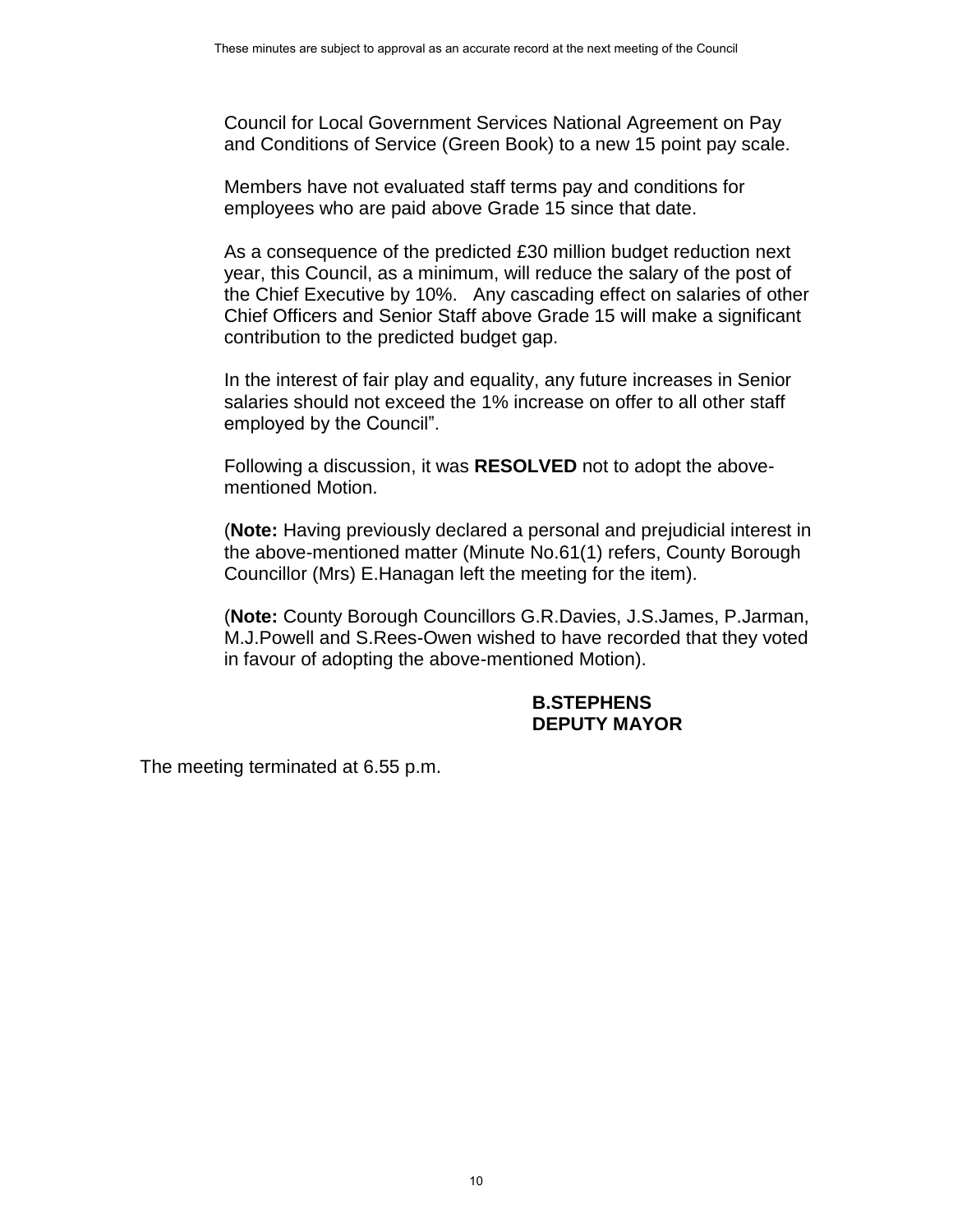Council for Local Government Services National Agreement on Pay and Conditions of Service (Green Book) to a new 15 point pay scale.

Members have not evaluated staff terms pay and conditions for employees who are paid above Grade 15 since that date.

As a consequence of the predicted £30 million budget reduction next year, this Council, as a minimum, will reduce the salary of the post of the Chief Executive by 10%. Any cascading effect on salaries of other Chief Officers and Senior Staff above Grade 15 will make a significant contribution to the predicted budget gap.

In the interest of fair play and equality, any future increases in Senior salaries should not exceed the 1% increase on offer to all other staff employed by the Council".

Following a discussion, it was **RESOLVED** not to adopt the above-mentioned Motion.

(**Note:** Having previously declared a personal and prejudicial interest in the above-mentioned matter (Minute No.61(1) refers, County Borough Councillor (Mrs) E.Hanagan left the meeting for the item).

(**Note:** County Borough Councillors G.R.Davies, J.S.James, P.Jarman, M.J.Powell and S.Rees-Owen wished to have recorded that they voted in favour of adopting the above-mentioned Motion).

**B.STEPHENS**
**DEPUTY MAYOR**

The meeting terminated at 6.55 p.m.